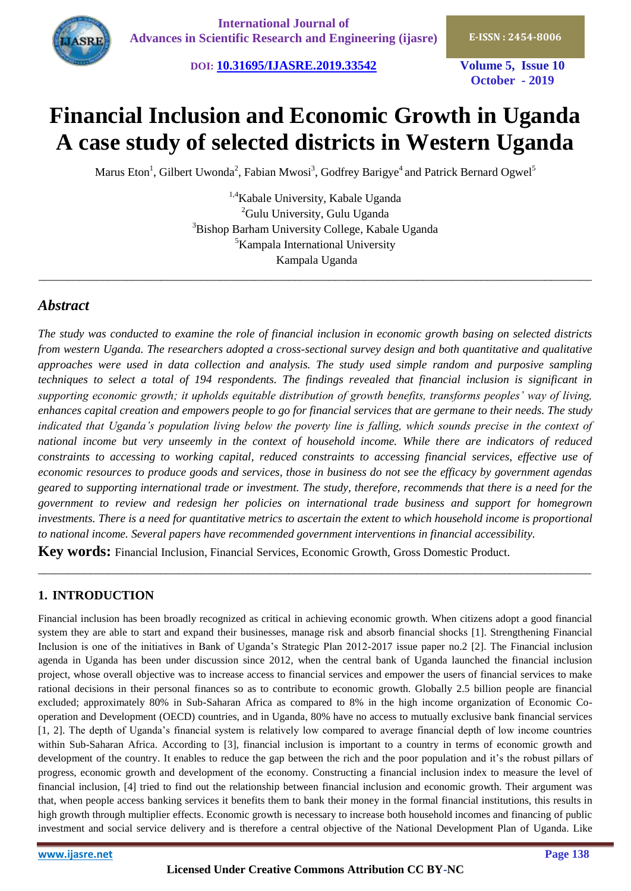# Financial Inclusion and Economic Growth in Uganda A case study of selected districts in Western Uganda

Marus Eton[1], Gilbert Uwonda[2], Fabian Mwosi[3], Godfrey Barigye[4] and Patrick Bernard Ogwel[5]

[1,4]Kabale University, Kabale Uganda
[2]Gulu University, Gulu Uganda
[3]Bishop Barham University College, Kabale Uganda
[5]Kampala International University
Kampala Uganda

---

## *Abstract*

*The study was conducted to examine the role of financial inclusion in economic growth basing on selected districts from western Uganda. The researchers adopted a cross-sectional survey design and both quantitative and qualitative approaches were used in data collection and analysis. The study used simple random and purposive sampling techniques to select a total of 194 respondents. The findings revealed that financial inclusion is significant in supporting economic growth; it upholds equitable distribution of growth benefits, transforms peoples' way of living, enhances capital creation and empowers people to go for financial services that are germane to their needs. The study indicated that Uganda's population living below the poverty line is falling, which sounds precise in the context of national income but very unseemly in the context of household income. While there are indicators of reduced constraints to accessing to working capital, reduced constraints to accessing financial services, effective use of economic resources to produce goods and services, those in business do not see the efficacy by government agendas geared to supporting international trade or investment. The study, therefore, recommends that there is a need for the government to review and redesign her policies on international trade business and support for homegrown investments. There is a need for quantitative metrics to ascertain the extent to which household income is proportional to national income. Several papers have recommended government interventions in financial accessibility.*

**Key words:** Financial Inclusion, Financial Services, Economic Growth, Gross Domestic Product.

---

## 1. INTRODUCTION

Financial inclusion has been broadly recognized as critical in achieving economic growth. When citizens adopt a good financial system they are able to start and expand their businesses, manage risk and absorb financial shocks [1]. Strengthening Financial Inclusion is one of the initiatives in Bank of Uganda's Strategic Plan 2012-2017 issue paper no.2 [2]. The Financial inclusion agenda in Uganda has been under discussion since 2012, when the central bank of Uganda launched the financial inclusion project, whose overall objective was to increase access to financial services and empower the users of financial services to make rational decisions in their personal finances so as to contribute to economic growth. Globally 2.5 billion people are financial excluded; approximately 80% in Sub-Saharan Africa as compared to 8% in the high income organization of Economic Co-operation and Development (OECD) countries, and in Uganda, 80% have no access to mutually exclusive bank financial services [1, 2]. The depth of Uganda's financial system is relatively low compared to average financial depth of low income countries within Sub-Saharan Africa. According to [3], financial inclusion is important to a country in terms of economic growth and development of the country. It enables to reduce the gap between the rich and the poor population and it's the robust pillars of progress, economic growth and development of the economy. Constructing a financial inclusion index to measure the level of financial inclusion, [4] tried to find out the relationship between financial inclusion and economic growth. Their argument was that, when people access banking services it benefits them to bank their money in the formal financial institutions, this results in high growth through multiplier effects. Economic growth is necessary to increase both household incomes and financing of public investment and social service delivery and is therefore a central objective of the National Development Plan of Uganda. Like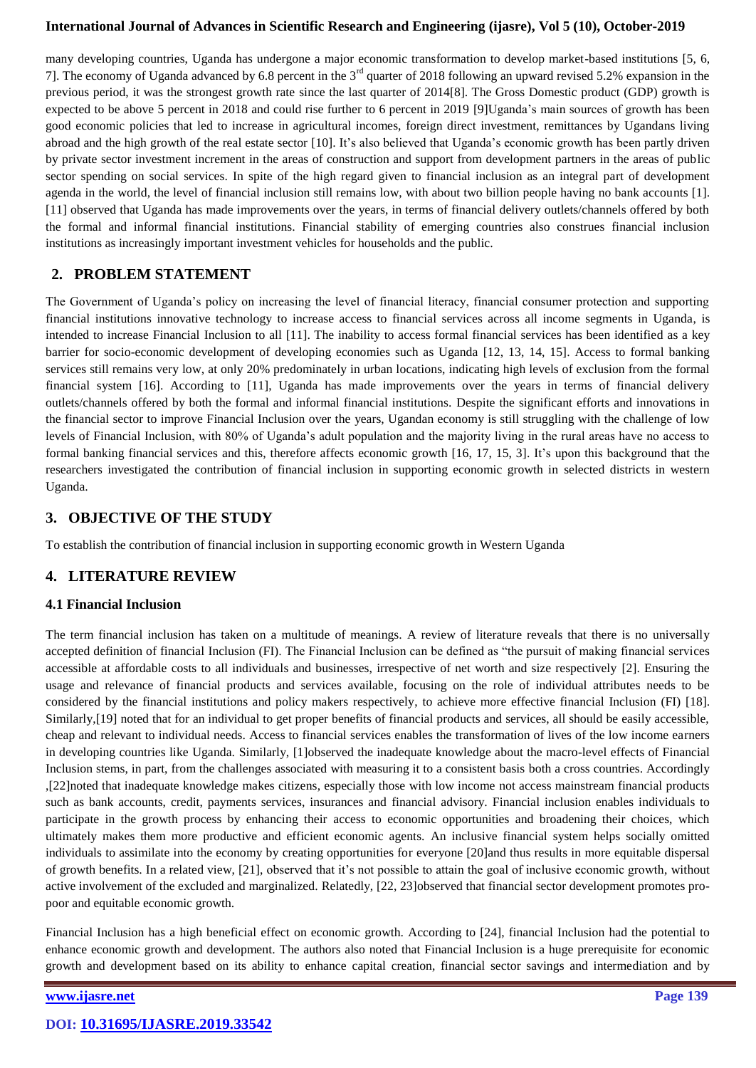many developing countries, Uganda has undergone a major economic transformation to develop market-based institutions [5, 6, 7]. The economy of Uganda advanced by 6.8 percent in the 3rd quarter of 2018 following an upward revised 5.2% expansion in the previous period, it was the strongest growth rate since the last quarter of 2014[8]. The Gross Domestic product (GDP) growth is expected to be above 5 percent in 2018 and could rise further to 6 percent in 2019 [9]Uganda's main sources of growth has been good economic policies that led to increase in agricultural incomes, foreign direct investment, remittances by Ugandans living abroad and the high growth of the real estate sector [10]. It's also believed that Uganda's economic growth has been partly driven by private sector investment increment in the areas of construction and support from development partners in the areas of public sector spending on social services. In spite of the high regard given to financial inclusion as an integral part of development agenda in the world, the level of financial inclusion still remains low, with about two billion people having no bank accounts [1]. [11] observed that Uganda has made improvements over the years, in terms of financial delivery outlets/channels offered by both the formal and informal financial institutions. Financial stability of emerging countries also construes financial inclusion institutions as increasingly important investment vehicles for households and the public.

## 2. PROBLEM STATEMENT

The Government of Uganda's policy on increasing the level of financial literacy, financial consumer protection and supporting financial institutions innovative technology to increase access to financial services across all income segments in Uganda, is intended to increase Financial Inclusion to all [11]. The inability to access formal financial services has been identified as a key barrier for socio-economic development of developing economies such as Uganda [12, 13, 14, 15]. Access to formal banking services still remains very low, at only 20% predominately in urban locations, indicating high levels of exclusion from the formal financial system [16]. According to [11], Uganda has made improvements over the years in terms of financial delivery outlets/channels offered by both the formal and informal financial institutions. Despite the significant efforts and innovations in the financial sector to improve Financial Inclusion over the years, Ugandan economy is still struggling with the challenge of low levels of Financial Inclusion, with 80% of Uganda's adult population and the majority living in the rural areas have no access to formal banking financial services and this, therefore affects economic growth [16, 17, 15, 3]. It's upon this background that the researchers investigated the contribution of financial inclusion in supporting economic growth in selected districts in western Uganda.

## 3. OBJECTIVE OF THE STUDY

To establish the contribution of financial inclusion in supporting economic growth in Western Uganda

## 4. LITERATURE REVIEW

### 4.1 Financial Inclusion

The term financial inclusion has taken on a multitude of meanings. A review of literature reveals that there is no universally accepted definition of Financial Inclusion (FI). The Financial Inclusion can be defined as "the pursuit of making financial services accessible at affordable costs to all individuals and businesses, irrespective of net worth and size respectively [2]. Ensuring the usage and relevance of financial products and services available, focusing on the role of individual attributes needs to be considered by the financial institutions and policy makers respectively, to achieve more effective financial Inclusion (FI) [18]. Similarly,[19] noted that for an individual to get proper benefits of financial products and services, all should be easily accessible, cheap and relevant to individual needs. Access to financial services enables the transformation of lives of the low income earners in developing countries like Uganda. Similarly, [1]observed the inadequate knowledge about the macro-level effects of Financial Inclusion stems, in part, from the challenges associated with measuring it to a consistent basis both a cross countries. Accordingly ,[22]noted that inadequate knowledge makes citizens, especially those with low income not access mainstream financial products such as bank accounts, credit, payments services, insurances and financial advisory. Financial inclusion enables individuals to participate in the growth process by enhancing their access to economic opportunities and broadening their choices, which ultimately makes them more productive and efficient economic agents. An inclusive financial system helps socially omitted individuals to assimilate into the economy by creating opportunities for everyone [20]and thus results in more equitable dispersal of growth benefits. In a related view, [21], observed that it's not possible to attain the goal of inclusive economic growth, without active involvement of the excluded and marginalized. Relatedly, [22, 23]observed that financial sector development promotes pro-poor and equitable economic growth.

Financial Inclusion has a high beneficial effect on economic growth. According to [24], financial Inclusion had the potential to enhance economic growth and development. The authors also noted that Financial Inclusion is a huge prerequisite for economic growth and development based on its ability to enhance capital creation, financial sector savings and intermediation and by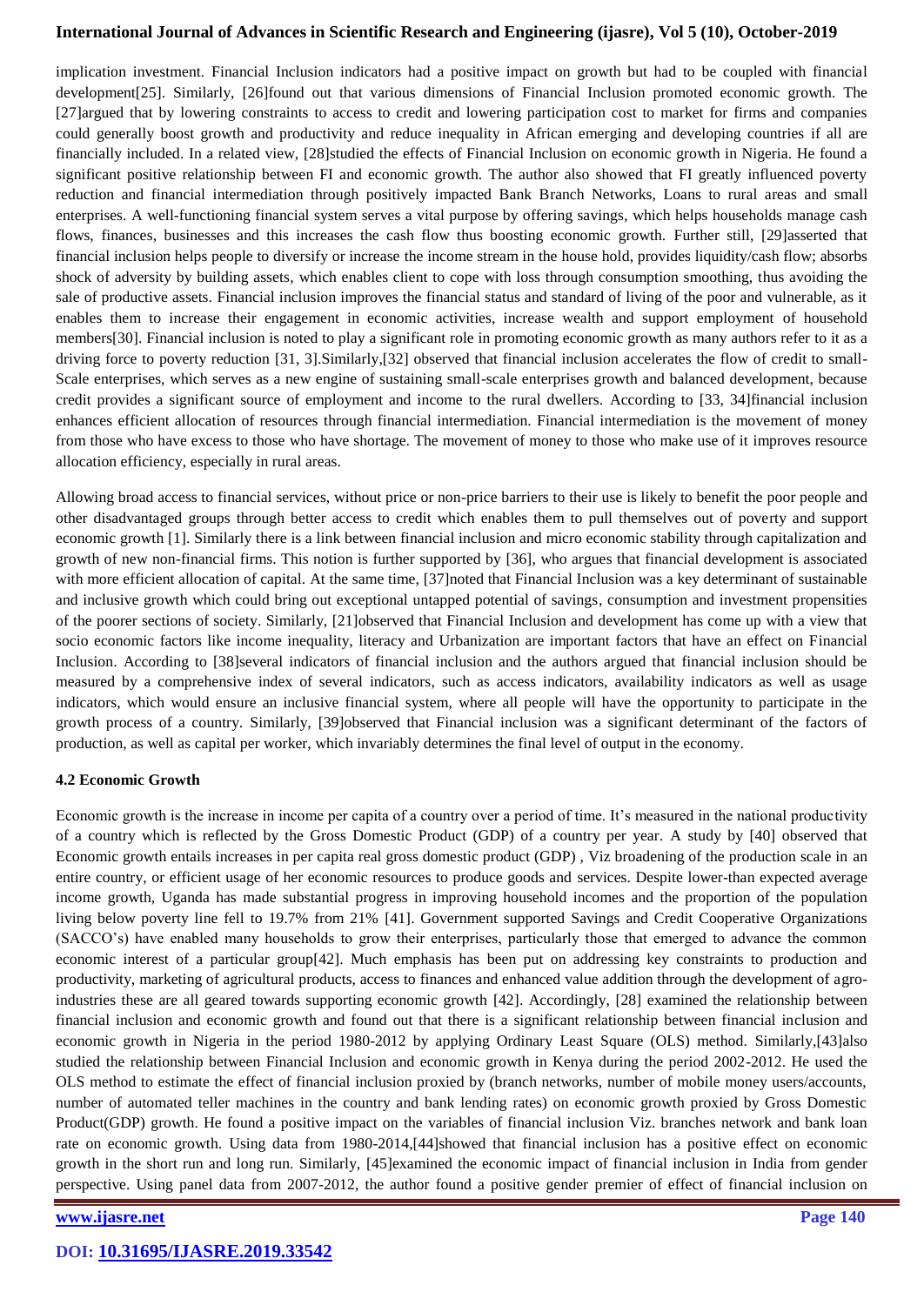implication investment. Financial Inclusion indicators had a positive impact on growth but had to be coupled with financial development[25]. Similarly, [26]found out that various dimensions of Financial Inclusion promoted economic growth. The [27]argued that by lowering constraints to access to credit and lowering participation cost to market for firms and companies could generally boost growth and productivity and reduce inequality in African emerging and developing countries if all are financially included. In a related view, [28]studied the effects of Financial Inclusion on economic growth in Nigeria. He found a significant positive relationship between FI and economic growth. The author also showed that FI greatly influenced poverty reduction and financial intermediation through positively impacted Bank Branch Networks, Loans to rural areas and small enterprises. A well-functioning financial system serves a vital purpose by offering savings, which helps households manage cash flows, finances, businesses and this increases the cash flow thus boosting economic growth. Further still, [29]asserted that financial inclusion helps people to diversify or increase the income stream in the house hold, provides liquidity/cash flow; absorbs shock of adversity by building assets, which enables client to cope with loss through consumption smoothing, thus avoiding the sale of productive assets. Financial inclusion improves the financial status and standard of living of the poor and vulnerable, as it enables them to increase their engagement in economic activities, increase wealth and support employment of household members[30]. Financial inclusion is noted to play a significant role in promoting economic growth as many authors refer to it as a driving force to poverty reduction [31, 3].Similarly,[32] observed that financial inclusion accelerates the flow of credit to small-Scale enterprises, which serves as a new engine of sustaining small-scale enterprises growth and balanced development, because credit provides a significant source of employment and income to the rural dwellers. According to [33, 34]financial inclusion enhances efficient allocation of resources through financial intermediation. Financial intermediation is the movement of money from those who have excess to those who have shortage. The movement of money to those who make use of it improves resource allocation efficiency, especially in rural areas.

Allowing broad access to financial services, without price or non-price barriers to their use is likely to benefit the poor people and other disadvantaged groups through better access to credit which enables them to pull themselves out of poverty and support economic growth [1]. Similarly there is a link between financial inclusion and micro economic stability through capitalization and growth of new non-financial firms. This notion is further supported by [36], who argues that financial development is associated with more efficient allocation of capital. At the same time, [37]noted that Financial Inclusion was a key determinant of sustainable and inclusive growth which could bring out exceptional untapped potential of savings, consumption and investment propensities of the poorer sections of society. Similarly, [21]observed that Financial Inclusion and development has come up with a view that socio economic factors like income inequality, literacy and Urbanization are important factors that have an effect on Financial Inclusion. According to [38]several indicators of financial inclusion and the authors argued that financial inclusion should be measured by a comprehensive index of several indicators, such as access indicators, availability indicators as well as usage indicators, which would ensure an inclusive financial system, where all people will have the opportunity to participate in the growth process of a country. Similarly, [39]observed that Financial inclusion was a significant determinant of the factors of production, as well as capital per worker, which invariably determines the final level of output in the economy.

### 4.2 Economic Growth

Economic growth is the increase in income per capita of a country over a period of time. It's measured in the national productivity of a country which is reflected by the Gross Domestic Product (GDP) of a country per year. A study by [40] observed that Economic growth entails increases in per capita real gross domestic product (GDP) , Viz broadening of the production scale in an entire country, or efficient usage of her economic resources to produce goods and services. Despite lower-than expected average income growth, Uganda has made substantial progress in improving household incomes and the proportion of the population living below poverty line fell to 19.7% from 21% [41]. Government supported Savings and Credit Cooperative Organizations (SACCO's) have enabled many households to grow their enterprises, particularly those that emerged to advance the common economic interest of a particular group[42]. Much emphasis has been put on addressing key constraints to production and productivity, marketing of agricultural products, access to finances and enhanced value addition through the development of agro-industries these are all geared towards supporting economic growth [42]. Accordingly, [28] examined the relationship between financial inclusion and economic growth and found out that there is a significant relationship between financial inclusion and economic growth in Nigeria in the period 1980-2012 by applying Ordinary Least Square (OLS) method. Similarly,[43]also studied the relationship between Financial Inclusion and economic growth in Kenya during the period 2002-2012. He used the OLS method to estimate the effect of financial inclusion proxied by (branch networks, number of mobile money users/accounts, number of automated teller machines in the country and bank lending rates) on economic growth proxied by Gross Domestic Product(GDP) growth. He found a positive impact on the variables of financial inclusion Viz. branches network and bank loan rate on economic growth. Using data from 1980-2014,[44]showed that financial inclusion has a positive effect on economic growth in the short run and long run. Similarly, [45]examined the economic impact of financial inclusion in India from gender perspective. Using panel data from 2007-2012, the author found a positive gender premier of effect of financial inclusion on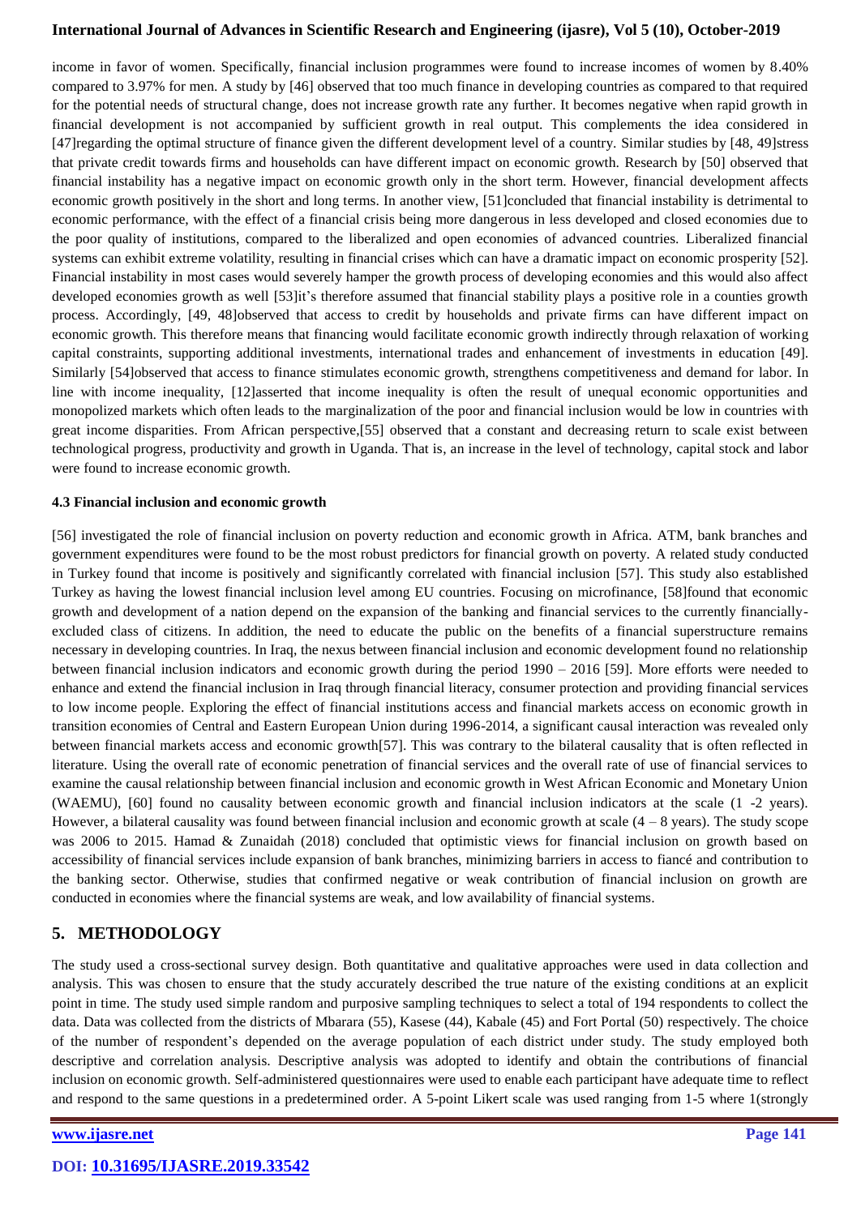income in favor of women. Specifically, financial inclusion programmes were found to increase incomes of women by 8.40% compared to 3.97% for men. A study by [46] observed that too much finance in developing countries as compared to that required for the potential needs of structural change, does not increase growth rate any further. It becomes negative when rapid growth in financial development is not accompanied by sufficient growth in real output. This complements the idea considered in [47]regarding the optimal structure of finance given the different development level of a country. Similar studies by [48, 49]stress that private credit towards firms and households can have different impact on economic growth. Research by [50] observed that financial instability has a negative impact on economic growth only in the short term. However, financial development affects economic growth positively in the short and long terms. In another view, [51]concluded that financial instability is detrimental to economic performance, with the effect of a financial crisis being more dangerous in less developed and closed economies due to the poor quality of institutions, compared to the liberalized and open economies of advanced countries. Liberalized financial systems can exhibit extreme volatility, resulting in financial crises which can have a dramatic impact on economic prosperity [52]. Financial instability in most cases would severely hamper the growth process of developing economies and this would also affect developed economies growth as well [53]it's therefore assumed that financial stability plays a positive role in a counties growth process. Accordingly, [49, 48]observed that access to credit by households and private firms can have different impact on economic growth. This therefore means that financing would facilitate economic growth indirectly through relaxation of working capital constraints, supporting additional investments, international trades and enhancement of investments in education [49]. Similarly [54]observed that access to finance stimulates economic growth, strengthens competitiveness and demand for labor. In line with income inequality, [12]asserted that income inequality is often the result of unequal economic opportunities and monopolized markets which often leads to the marginalization of the poor and financial inclusion would be low in countries with great income disparities. From African perspective,[55] observed that a constant and decreasing return to scale exist between technological progress, productivity and growth in Uganda. That is, an increase in the level of technology, capital stock and labor were found to increase economic growth.

### 4.3 Financial inclusion and economic growth

[56] investigated the role of financial inclusion on poverty reduction and economic growth in Africa. ATM, bank branches and government expenditures were found to be the most robust predictors for financial growth on poverty. A related study conducted in Turkey found that income is positively and significantly correlated with financial inclusion [57]. This study also established Turkey as having the lowest financial inclusion level among EU countries. Focusing on microfinance, [58]found that economic growth and development of a nation depend on the expansion of the banking and financial services to the currently financially-excluded class of citizens. In addition, the need to educate the public on the benefits of a financial superstructure remains necessary in developing countries. In Iraq, the nexus between financial inclusion and economic development found no relationship between financial inclusion indicators and economic growth during the period 1990 – 2016 [59]. More efforts were needed to enhance and extend the financial inclusion in Iraq through financial literacy, consumer protection and providing financial services to low income people. Exploring the effect of financial institutions access and financial markets access on economic growth in transition economies of Central and Eastern European Union during 1996-2014, a significant causal interaction was revealed only between financial markets access and economic growth[57]. This was contrary to the bilateral causality that is often reflected in literature. Using the overall rate of economic penetration of financial services and the overall rate of use of financial services to examine the causal relationship between financial inclusion and economic growth in West African Economic and Monetary Union (WAEMU), [60] found no causality between economic growth and financial inclusion indicators at the scale (1 -2 years). However, a bilateral causality was found between financial inclusion and economic growth at scale (4 – 8 years). The study scope was 2006 to 2015. Hamad & Zunaidah (2018) concluded that optimistic views for financial inclusion on growth based on accessibility of financial services include expansion of bank branches, minimizing barriers in access to fiancé and contribution to the banking sector. Otherwise, studies that confirmed negative or weak contribution of financial inclusion on growth are conducted in economies where the financial systems are weak, and low availability of financial systems.

## 5. METHODOLOGY

The study used a cross-sectional survey design. Both quantitative and qualitative approaches were used in data collection and analysis. This was chosen to ensure that the study accurately described the true nature of the existing conditions at an explicit point in time. The study used simple random and purposive sampling techniques to select a total of 194 respondents to collect the data. Data was collected from the districts of Mbarara (55), Kasese (44), Kabale (45) and Fort Portal (50) respectively. The choice of the number of respondent's depended on the average population of each district under study. The study employed both descriptive and correlation analysis. Descriptive analysis was adopted to identify and obtain the contributions of financial inclusion on economic growth. Self-administered questionnaires were used to enable each participant have adequate time to reflect and respond to the same questions in a predetermined order. A 5-point Likert scale was used ranging from 1-5 where 1(strongly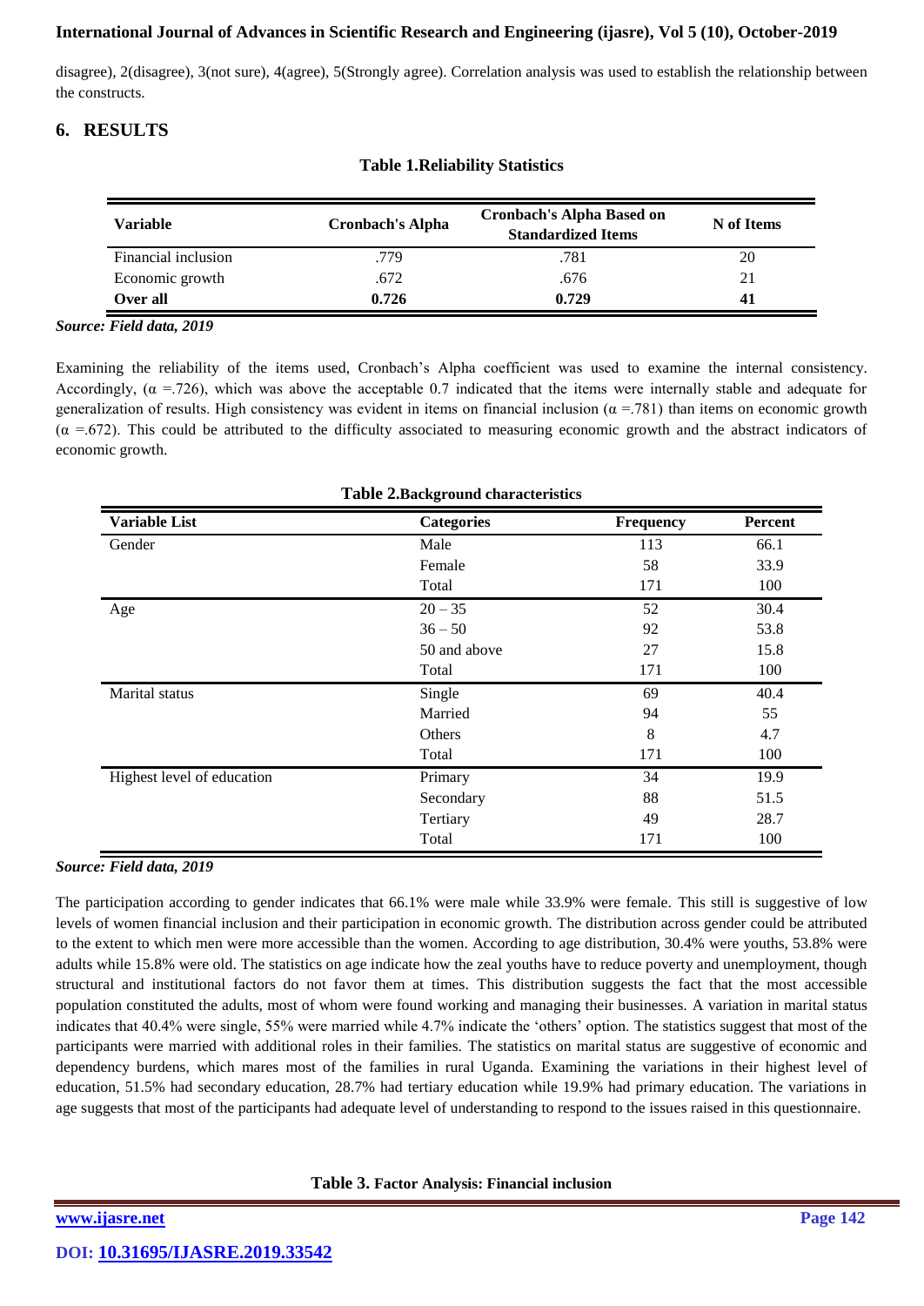disagree), 2(disagree), 3(not sure), 4(agree), 5(Strongly agree). Correlation analysis was used to establish the relationship between the constructs.

## 6. RESULTS

**Table 1.Reliability Statistics**

| Variable | Cronbach's Alpha | Cronbach's Alpha Based on Standardized Items | N of Items |
|---|---|---|---|
| Financial inclusion | .779 | .781 | 20 |
| Economic growth | .672 | .676 | 21 |
| **Over all** | **0.726** | **0.729** | **41** |

***Source: Field data, 2019***

Examining the reliability of the items used, Cronbach's Alpha coefficient was used to examine the internal consistency. Accordingly, ($\alpha$ =.726), which was above the acceptable 0.7 indicated that the items were internally stable and adequate for generalization of results. High consistency was evident in items on financial inclusion ($\alpha$ =.781) than items on economic growth ($\alpha$ =.672). This could be attributed to the difficulty associated to measuring economic growth and the abstract indicators of economic growth.

**Table 2.Background characteristics**

| Variable List | Categories | Frequency | Percent |
|---|---|---|---|
| Gender | Male | 113 | 66.1 |
| | Female | 58 | 33.9 |
| | Total | 171 | 100 |
| Age | 20 – 35 | 52 | 30.4 |
| | 36 – 50 | 92 | 53.8 |
| | 50 and above | 27 | 15.8 |
| | Total | 171 | 100 |
| Marital status | Single | 69 | 40.4 |
| | Married | 94 | 55 |
| | Others | 8 | 4.7 |
| | Total | 171 | 100 |
| Highest level of education | Primary | 34 | 19.9 |
| | Secondary | 88 | 51.5 |
| | Tertiary | 49 | 28.7 |
| | Total | 171 | 100 |

***Source: Field data, 2019***

The participation according to gender indicates that 66.1% were male while 33.9% were female. This still is suggestive of low levels of women financial inclusion and their participation in economic growth. The distribution across gender could be attributed to the extent to which men were more accessible than the women. According to age distribution, 30.4% were youths, 53.8% were adults while 15.8% were old. The statistics on age indicate how the zeal youths have to reduce poverty and unemployment, though structural and institutional factors do not favor them at times. This distribution suggests the fact that the most accessible population constituted the adults, most of whom were found working and managing their businesses. A variation in marital status indicates that 40.4% were single, 55% were married while 4.7% indicate the 'others' option. The statistics suggest that most of the participants were married with additional roles in their families. The statistics on marital status are suggestive of economic and dependency burdens, which mares most of the families in rural Uganda. Examining the variations in their highest level of education, 51.5% had secondary education, 28.7% had tertiary education while 19.9% had primary education. The variations in age suggests that most of the participants had adequate level of understanding to respond to the issues raised in this questionnaire.

**Table 3. Factor Analysis: Financial inclusion**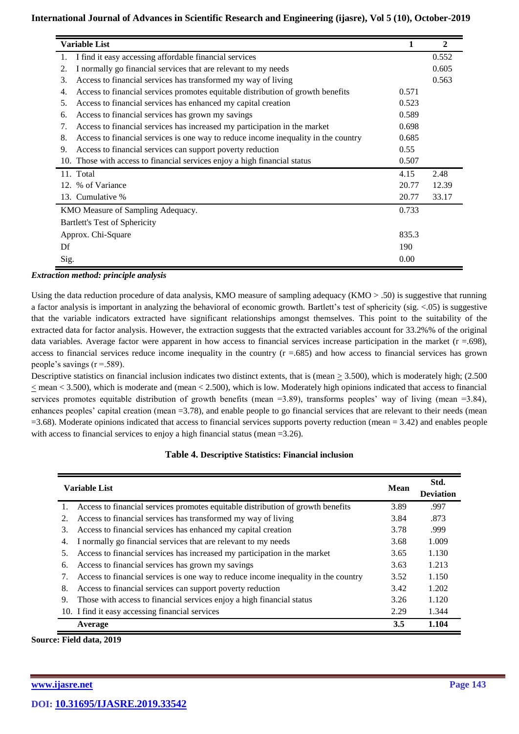| Variable List | 1 | 2 |
|---|---|---|
| 1. I find it easy accessing affordable financial services | | 0.552 |
| 2. I normally go financial services that are relevant to my needs | | 0.605 |
| 3. Access to financial services has transformed my way of living | | 0.563 |
| 4. Access to financial services promotes equitable distribution of growth benefits | 0.571 | |
| 5. Access to financial services has enhanced my capital creation | 0.523 | |
| 6. Access to financial services has grown my savings | 0.589 | |
| 7. Access to financial services has increased my participation in the market | 0.698 | |
| 8. Access to financial services is one way to reduce income inequality in the country | 0.685 | |
| 9. Access to financial services can support poverty reduction | 0.55 | |
| 10. Those with access to financial services enjoy a high financial status | 0.507 | |
| 11. Total | 4.15 | 2.48 |
| 12. % of Variance | 20.77 | 12.39 |
| 13. Cumulative % | 20.77 | 33.17 |
| KMO Measure of Sampling Adequacy. | 0.733 | |
| Bartlett's Test of Sphericity | | |
| Approx. Chi-Square | 835.3 | |
| Df | 190 | |
| Sig. | 0.00 | |

***Extraction method: principle analysis***

Using the data reduction procedure of data analysis, KMO measure of sampling adequacy (KMO > .50) is suggestive that running a factor analysis is important in analyzing the behavioral of economic growth. Bartlett's test of sphericity (sig. <.05) is suggestive that the variable indicators extracted have significant relationships amongst themselves. This point to the suitability of the extracted data for factor analysis. However, the extraction suggests that the extracted variables account for 33.2%% of the original data variables. Average factor were apparent in how access to financial services increase participation in the market (r =.698), access to financial services reduce income inequality in the country (r =.685) and how access to financial services has grown people's savings (r =.589).

Descriptive statistics on financial inclusion indicates two distinct extents, that is (mean ≥ 3.500), which is moderately high; (2.500 ≤ mean < 3.500), which is moderate and (mean < 2.500), which is low. Moderately high opinions indicated that access to financial services promotes equitable distribution of growth benefits (mean =3.89), transforms peoples' way of living (mean =3.84), enhances peoples' capital creation (mean =3.78), and enable people to go financial services that are relevant to their needs (mean =3.68). Moderate opinions indicated that access to financial services supports poverty reduction (mean = 3.42) and enables people with access to financial services to enjoy a high financial status (mean =3.26).

**Table 4. Descriptive Statistics: Financial inclusion**

| Variable List | Mean | Std. Deviation |
|---|---|---|
| 1. Access to financial services promotes equitable distribution of growth benefits | 3.89 | .997 |
| 2. Access to financial services has transformed my way of living | 3.84 | .873 |
| 3. Access to financial services has enhanced my capital creation | 3.78 | .999 |
| 4. I normally go financial services that are relevant to my needs | 3.68 | 1.009 |
| 5. Access to financial services has increased my participation in the market | 3.65 | 1.130 |
| 6. Access to financial services has grown my savings | 3.63 | 1.213 |
| 7. Access to financial services is one way to reduce income inequality in the country | 3.52 | 1.150 |
| 8. Access to financial services can support poverty reduction | 3.42 | 1.202 |
| 9. Those with access to financial services enjoy a high financial status | 3.26 | 1.120 |
| 10. I find it easy accessing financial services | 2.29 | 1.344 |
| **Average** | **3.5** | **1.104** |

**Source: Field data, 2019**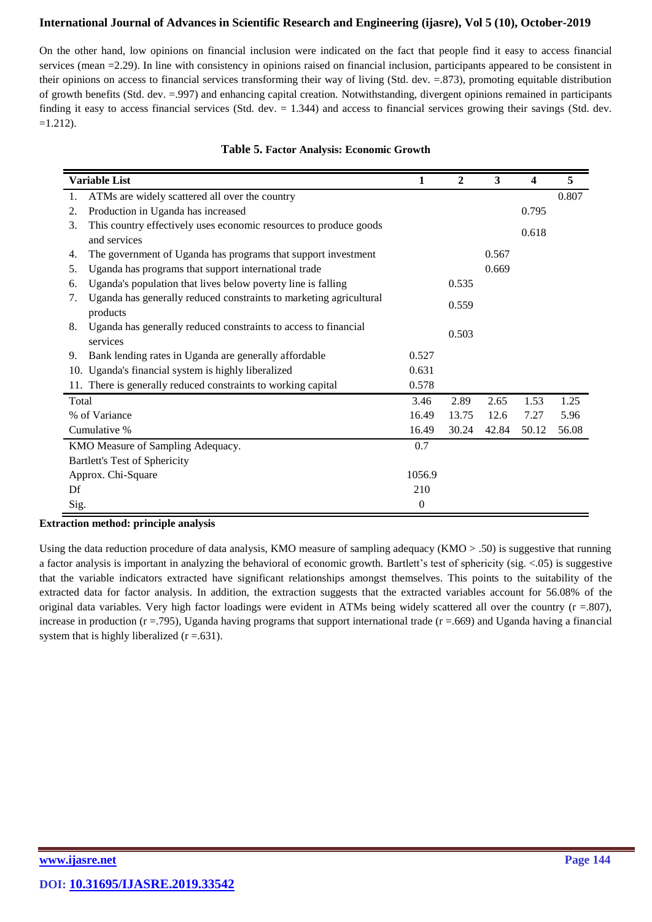On the other hand, low opinions on financial inclusion were indicated on the fact that people find it easy to access financial services (mean =2.29). In line with consistency in opinions raised on financial inclusion, participants appeared to be consistent in their opinions on access to financial services transforming their way of living (Std. dev. =.873), promoting equitable distribution of growth benefits (Std. dev. =.997) and enhancing capital creation. Notwithstanding, divergent opinions remained in participants finding it easy to access financial services (Std. dev. = 1.344) and access to financial services growing their savings (Std. dev. =1.212).

**Table 5. Factor Analysis: Economic Growth**

| Variable List | 1 | 2 | 3 | 4 | 5 |
|---|---|---|---|---|---|
| 1. ATMs are widely scattered all over the country | | | | | 0.807 |
| 2. Production in Uganda has increased | | | | 0.795 | |
| 3. This country effectively uses economic resources to produce goods and services | | | | 0.618 | |
| 4. The government of Uganda has programs that support investment | | | 0.567 | | |
| 5. Uganda has programs that support international trade | | | 0.669 | | |
| 6. Uganda's population that lives below poverty line is falling | | 0.535 | | | |
| 7. Uganda has generally reduced constraints to marketing agricultural products | | 0.559 | | | |
| 8. Uganda has generally reduced constraints to access to financial services | | 0.503 | | | |
| 9. Bank lending rates in Uganda are generally affordable | 0.527 | | | | |
| 10. Uganda's financial system is highly liberalized | 0.631 | | | | |
| 11. There is generally reduced constraints to working capital | 0.578 | | | | |
| Total | 3.46 | 2.89 | 2.65 | 1.53 | 1.25 |
| % of Variance | 16.49 | 13.75 | 12.6 | 7.27 | 5.96 |
| Cumulative % | 16.49 | 30.24 | 42.84 | 50.12 | 56.08 |
| KMO Measure of Sampling Adequacy. | 0.7 | | | | |
| Bartlett's Test of Sphericity | | | | | |
| Approx. Chi-Square | 1056.9 | | | | |
| Df | 210 | | | | |
| Sig. | 0 | | | | |

**Extraction method: principle analysis**

Using the data reduction procedure of data analysis, KMO measure of sampling adequacy (KMO > .50) is suggestive that running a factor analysis is important in analyzing the behavioral of economic growth. Bartlett's test of sphericity (sig. <.05) is suggestive that the variable indicators extracted have significant relationships amongst themselves. This points to the suitability of the extracted data for factor analysis. In addition, the extraction suggests that the extracted variables account for 56.08% of the original data variables. Very high factor loadings were evident in ATMs being widely scattered all over the country (r =.807), increase in production (r =.795), Uganda having programs that support international trade (r =.669) and Uganda having a financial system that is highly liberalized (r =.631).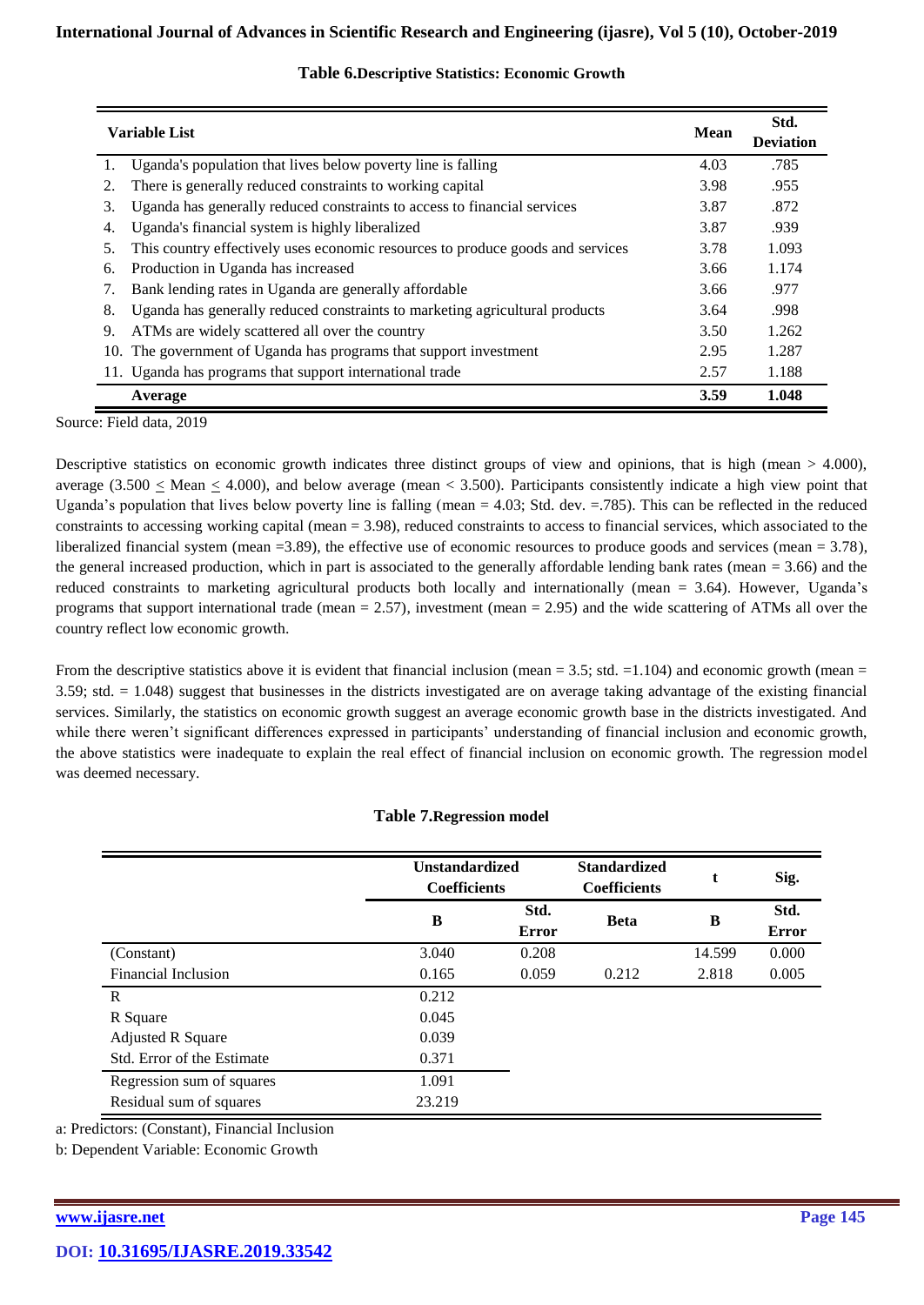**Table 6.Descriptive Statistics: Economic Growth**

| Variable List | Mean | Std. Deviation |
|---|---|---|
| 1. Uganda's population that lives below poverty line is falling | 4.03 | .785 |
| 2. There is generally reduced constraints to working capital | 3.98 | .955 |
| 3. Uganda has generally reduced constraints to access to financial services | 3.87 | .872 |
| 4. Uganda's financial system is highly liberalized | 3.87 | .939 |
| 5. This country effectively uses economic resources to produce goods and services | 3.78 | 1.093 |
| 6. Production in Uganda has increased | 3.66 | 1.174 |
| 7. Bank lending rates in Uganda are generally affordable | 3.66 | .977 |
| 8. Uganda has generally reduced constraints to marketing agricultural products | 3.64 | .998 |
| 9. ATMs are widely scattered all over the country | 3.50 | 1.262 |
| 10. The government of Uganda has programs that support investment | 2.95 | 1.287 |
| 11. Uganda has programs that support international trade | 2.57 | 1.188 |
| **Average** | **3.59** | **1.048** |

Source: Field data, 2019

Descriptive statistics on economic growth indicates three distinct groups of view and opinions, that is high (mean > 4.000), average (3.500 ≤ Mean ≤ 4.000), and below average (mean < 3.500). Participants consistently indicate a high view point that Uganda's population that lives below poverty line is falling (mean = 4.03; Std. dev. =.785). This can be reflected in the reduced constraints to accessing working capital (mean = 3.98), reduced constraints to access to financial services, which associated to the liberalized financial system (mean =3.89), the effective use of economic resources to produce goods and services (mean = 3.78), the general increased production, which in part is associated to the generally affordable lending bank rates (mean = 3.66) and the reduced constraints to marketing agricultural products both locally and internationally (mean = 3.64). However, Uganda's programs that support international trade (mean = 2.57), investment (mean = 2.95) and the wide scattering of ATMs all over the country reflect low economic growth.

From the descriptive statistics above it is evident that financial inclusion (mean = 3.5; std. =1.104) and economic growth (mean = 3.59; std. = 1.048) suggest that businesses in the districts investigated are on average taking advantage of the existing financial services. Similarly, the statistics on economic growth suggest an average economic growth base in the districts investigated. And while there weren't significant differences expressed in participants' understanding of financial inclusion and economic growth, the above statistics were inadequate to explain the real effect of financial inclusion on economic growth. The regression model was deemed necessary.

**Table 7.Regression model**

| | Unstandardized Coefficients | | Standardized Coefficients | t | Sig. |
|---|---|---|---|---|---|
| | B | Std. Error | Beta | B | Std. Error |
| (Constant) | 3.040 | 0.208 | | 14.599 | 0.000 |
| Financial Inclusion | 0.165 | 0.059 | 0.212 | 2.818 | 0.005 |
| R | 0.212 | | | | |
| R Square | 0.045 | | | | |
| Adjusted R Square | 0.039 | | | | |
| Std. Error of the Estimate | 0.371 | | | | |
| Regression sum of squares | 1.091 | | | | |
| Residual sum of squares | 23.219 | | | | |

a: Predictors: (Constant), Financial Inclusion

b: Dependent Variable: Economic Growth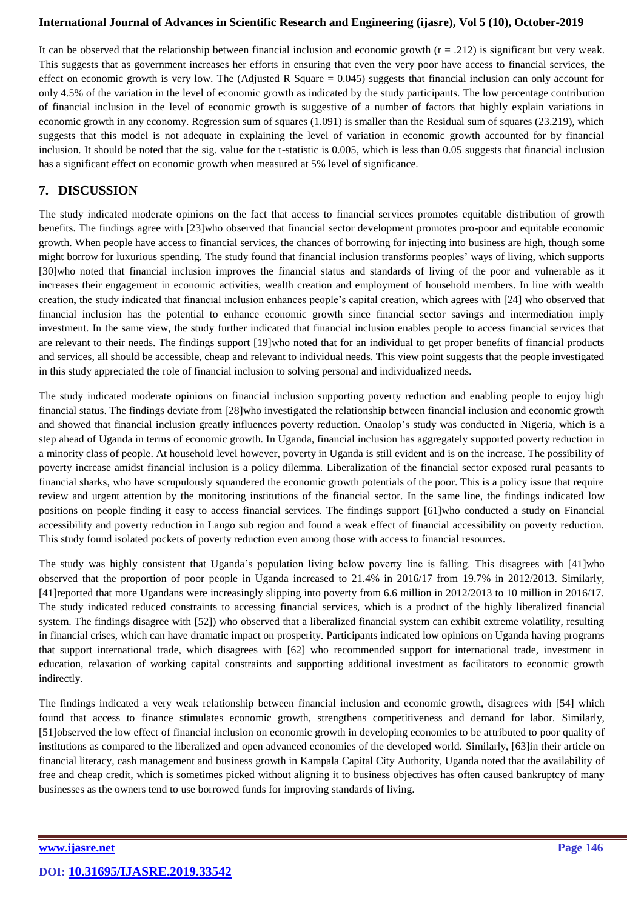It can be observed that the relationship between financial inclusion and economic growth ($r = .212$) is significant but very weak. This suggests that as government increases her efforts in ensuring that even the very poor have access to financial services, the effect on economic growth is very low. The (Adjusted R Square = 0.045) suggests that financial inclusion can only account for only 4.5% of the variation in the level of economic growth as indicated by the study participants. The low percentage contribution of financial inclusion in the level of economic growth is suggestive of a number of factors that highly explain variations in economic growth in any economy. Regression sum of squares (1.091) is smaller than the Residual sum of squares (23.219), which suggests that this model is not adequate in explaining the level of variation in economic growth accounted for by financial inclusion. It should be noted that the sig. value for the t-statistic is 0.005, which is less than 0.05 suggests that financial inclusion has a significant effect on economic growth when measured at 5% level of significance.

## 7. DISCUSSION

The study indicated moderate opinions on the fact that access to financial services promotes equitable distribution of growth benefits. The findings agree with [23]who observed that financial sector development promotes pro-poor and equitable economic growth. When people have access to financial services, the chances of borrowing for injecting into business are high, though some might borrow for luxurious spending. The study found that financial inclusion transforms peoples' ways of living, which supports [30]who noted that financial inclusion improves the financial status and standards of living of the poor and vulnerable as it increases their engagement in economic activities, wealth creation and employment of household members. In line with wealth creation, the study indicated that financial inclusion enhances people's capital creation, which agrees with [24] who observed that financial inclusion has the potential to enhance economic growth since financial sector savings and intermediation imply investment. In the same view, the study further indicated that financial inclusion enables people to access financial services that are relevant to their needs. The findings support [19]who noted that for an individual to get proper benefits of financial products and services, all should be accessible, cheap and relevant to individual needs. This view point suggests that the people investigated in this study appreciated the role of financial inclusion to solving personal and individualized needs.

The study indicated moderate opinions on financial inclusion supporting poverty reduction and enabling people to enjoy high financial status. The findings deviate from [28]who investigated the relationship between financial inclusion and economic growth and showed that financial inclusion greatly influences poverty reduction. Onaolop's study was conducted in Nigeria, which is a step ahead of Uganda in terms of economic growth. In Uganda, financial inclusion has aggregately supported poverty reduction in a minority class of people. At household level however, poverty in Uganda is still evident and is on the increase. The possibility of poverty increase amidst financial inclusion is a policy dilemma. Liberalization of the financial sector exposed rural peasants to financial sharks, who have scrupulously squandered the economic growth potentials of the poor. This is a policy issue that require review and urgent attention by the monitoring institutions of the financial sector. In the same line, the findings indicated low positions on people finding it easy to access financial services. The findings support [61]who conducted a study on Financial accessibility and poverty reduction in Lango sub region and found a weak effect of financial accessibility on poverty reduction. This study found isolated pockets of poverty reduction even among those with access to financial resources.

The study was highly consistent that Uganda's population living below poverty line is falling. This disagrees with [41]who observed that the proportion of poor people in Uganda increased to 21.4% in 2016/17 from 19.7% in 2012/2013. Similarly, [41]reported that more Ugandans were increasingly slipping into poverty from 6.6 million in 2012/2013 to 10 million in 2016/17. The study indicated reduced constraints to accessing financial services, which is a product of the highly liberalized financial system. The findings disagree with [52]) who observed that a liberalized financial system can exhibit extreme volatility, resulting in financial crises, which can have dramatic impact on prosperity. Participants indicated low opinions on Uganda having programs that support international trade, which disagrees with [62] who recommended support for international trade, investment in education, relaxation of working capital constraints and supporting additional investment as facilitators to economic growth indirectly.

The findings indicated a very weak relationship between financial inclusion and economic growth, disagrees with [54] which found that access to finance stimulates economic growth, strengthens competitiveness and demand for labor. Similarly, [51]observed the low effect of financial inclusion on economic growth in developing economies to be attributed to poor quality of institutions as compared to the liberalized and open advanced economies of the developed world. Similarly, [63]in their article on financial literacy, cash management and business growth in Kampala Capital City Authority, Uganda noted that the availability of free and cheap credit, which is sometimes picked without aligning it to business objectives has often caused bankruptcy of many businesses as the owners tend to use borrowed funds for improving standards of living.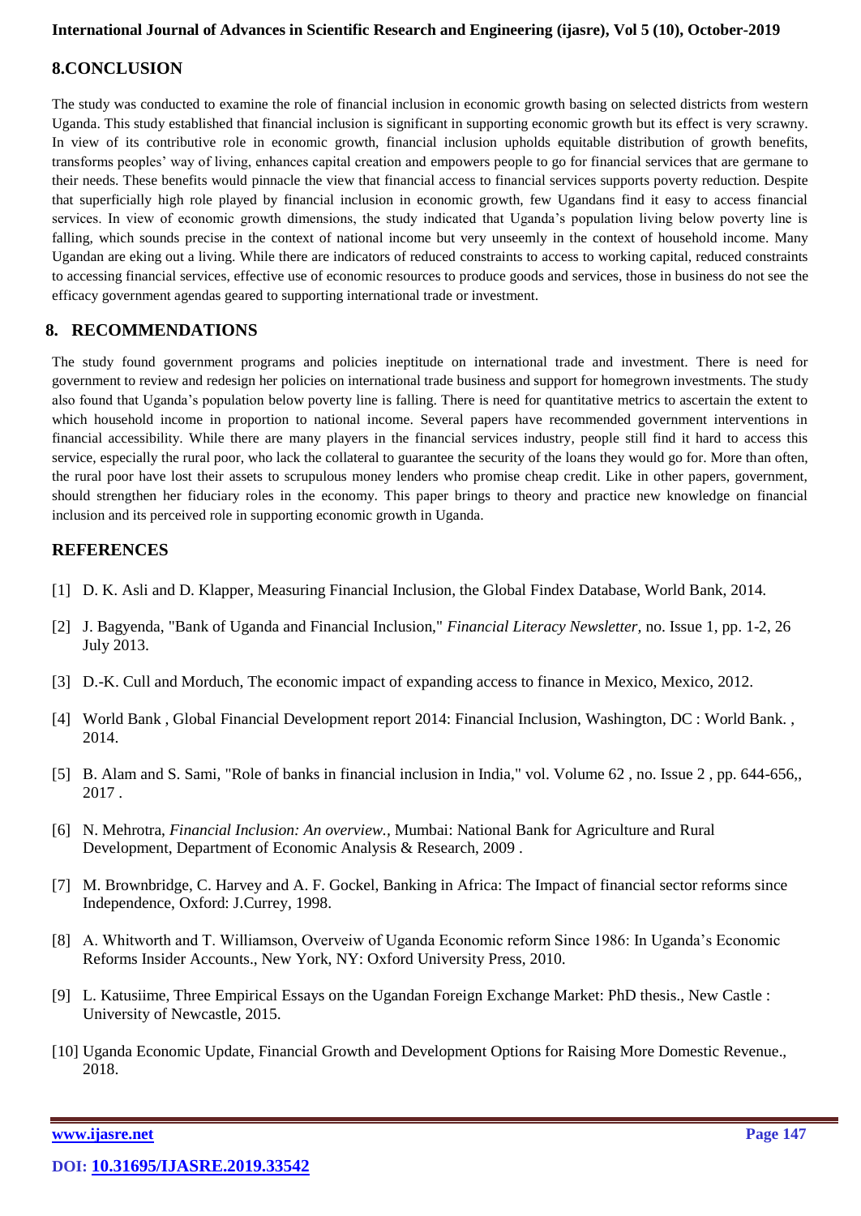## 8.CONCLUSION

The study was conducted to examine the role of financial inclusion in economic growth basing on selected districts from western Uganda. This study established that financial inclusion is significant in supporting economic growth but its effect is very scrawny. In view of its contributive role in economic growth, financial inclusion upholds equitable distribution of growth benefits, transforms peoples' way of living, enhances capital creation and empowers people to go for financial services that are germane to their needs. These benefits would pinnacle the view that financial access to financial services supports poverty reduction. Despite that superficially high role played by financial inclusion in economic growth, few Ugandans find it easy to access financial services. In view of economic growth dimensions, the study indicated that Uganda's population living below poverty line is falling, which sounds precise in the context of national income but very unseemly in the context of household income. Many Ugandan are eking out a living. While there are indicators of reduced constraints to access to working capital, reduced constraints to accessing financial services, effective use of economic resources to produce goods and services, those in business do not see the efficacy government agendas geared to supporting international trade or investment.

## 8. RECOMMENDATIONS

The study found government programs and policies ineptitude on international trade and investment. There is need for government to review and redesign her policies on international trade business and support for homegrown investments. The study also found that Uganda's population below poverty line is falling. There is need for quantitative metrics to ascertain the extent to which household income in proportion to national income. Several papers have recommended government interventions in financial accessibility. While there are many players in the financial services industry, people still find it hard to access this service, especially the rural poor, who lack the collateral to guarantee the security of the loans they would go for. More than often, the rural poor have lost their assets to scrupulous money lenders who promise cheap credit. Like in other papers, government, should strengthen her fiduciary roles in the economy. This paper brings to theory and practice new knowledge on financial inclusion and its perceived role in supporting economic growth in Uganda.

## REFERENCES

[1] D. K. Asli and D. Klapper, Measuring Financial Inclusion, the Global Findex Database, World Bank, 2014.

[2] J. Bagyenda, "Bank of Uganda and Financial Inclusion," *Financial Literacy Newsletter,* no. Issue 1, pp. 1-2, 26 July 2013.

[3] D.-K. Cull and Morduch, The economic impact of expanding access to finance in Mexico, Mexico, 2012.

[4] World Bank , Global Financial Development report 2014: Financial Inclusion, Washington, DC : World Bank. , 2014.

[5] B. Alam and S. Sami, "Role of banks in financial inclusion in India," vol. Volume 62 , no. Issue 2 , pp. 644-656,, 2017 .

[6] N. Mehrotra, *Financial Inclusion: An overview.,* Mumbai: National Bank for Agriculture and Rural Development, Department of Economic Analysis & Research, 2009 .

[7] M. Brownbridge, C. Harvey and A. F. Gockel, Banking in Africa: The Impact of financial sector reforms since Independence, Oxford: J.Currey, 1998.

[8] A. Whitworth and T. Williamson, Overveiw of Uganda Economic reform Since 1986: In Uganda's Economic Reforms Insider Accounts., New York, NY: Oxford University Press, 2010.

[9] L. Katusiime, Three Empirical Essays on the Ugandan Foreign Exchange Market: PhD thesis., New Castle : University of Newcastle, 2015.

[10] Uganda Economic Update, Financial Growth and Development Options for Raising More Domestic Revenue., 2018.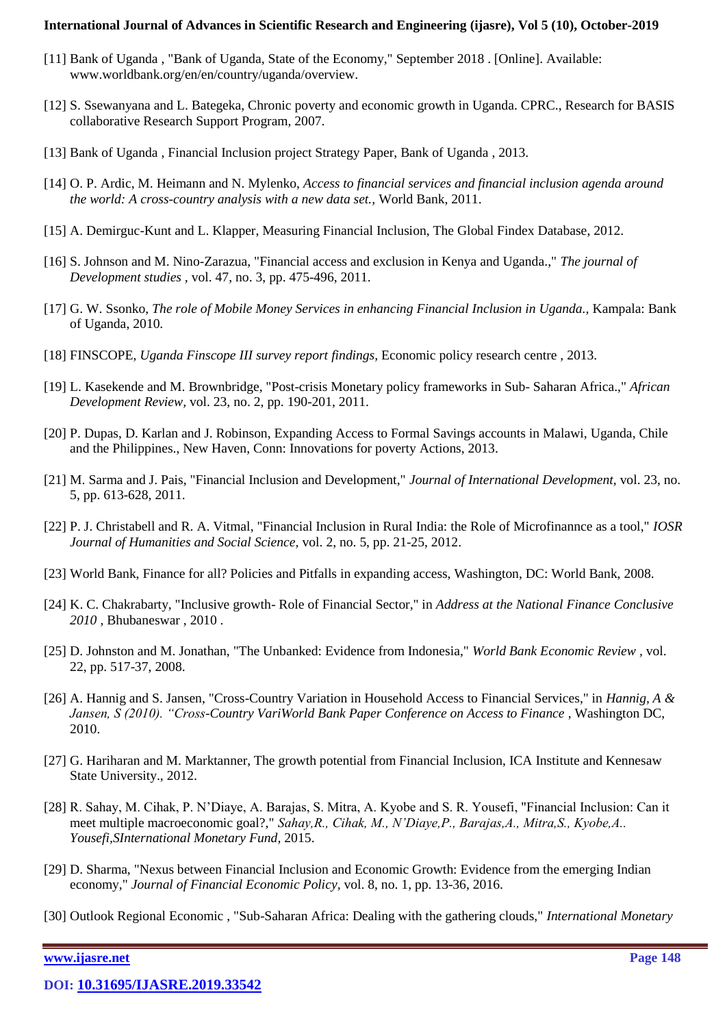[11] Bank of Uganda , "Bank of Uganda, State of the Economy," September 2018 . [Online]. Available: www.worldbank.org/en/en/country/uganda/overview.

[12] S. Ssewanyana and L. Bategeka, Chronic poverty and economic growth in Uganda. CPRC., Research for BASIS collaborative Research Support Program, 2007.

[13] Bank of Uganda , Financial Inclusion project Strategy Paper, Bank of Uganda , 2013.

[14] O. P. Ardic, M. Heimann and N. Mylenko, *Access to financial services and financial inclusion agenda around the world: A cross-country analysis with a new data set.,* World Bank, 2011.

[15] A. Demirguc-Kunt and L. Klapper, Measuring Financial Inclusion, The Global Findex Database, 2012.

[16] S. Johnson and M. Nino-Zarazua, "Financial access and exclusion in Kenya and Uganda.," *The journal of Development studies* , vol. 47, no. 3, pp. 475-496, 2011.

[17] G. W. Ssonko, *The role of Mobile Money Services in enhancing Financial Inclusion in Uganda.,* Kampala: Bank of Uganda, 2010.

[18] FINSCOPE, *Uganda Finscope III survey report findings,* Economic policy research centre , 2013.

[19] L. Kasekende and M. Brownbridge, "Post-crisis Monetary policy frameworks in Sub- Saharan Africa.," *African Development Review,* vol. 23, no. 2, pp. 190-201, 2011.

[20] P. Dupas, D. Karlan and J. Robinson, Expanding Access to Formal Savings accounts in Malawi, Uganda, Chile and the Philippines., New Haven, Conn: Innovations for poverty Actions, 2013.

[21] M. Sarma and J. Pais, "Financial Inclusion and Development," *Journal of International Development,* vol. 23, no. 5, pp. 613-628, 2011.

[22] P. J. Christabell and R. A. Vitmal, "Financial Inclusion in Rural India: the Role of Microfinannce as a tool," *IOSR Journal of Humanities and Social Science,* vol. 2, no. 5, pp. 21-25, 2012.

[23] World Bank, Finance for all? Policies and Pitfalls in expanding access, Washington, DC: World Bank, 2008.

[24] K. C. Chakrabarty, "Inclusive growth- Role of Financial Sector," in *Address at the National Finance Conclusive 2010* , Bhubaneswar , 2010 .

[25] D. Johnston and M. Jonathan, "The Unbanked: Evidence from Indonesia," *World Bank Economic Review* , vol. 22, pp. 517-37, 2008.

[26] A. Hannig and S. Jansen, "Cross-Country Variation in Household Access to Financial Services," in *Hannig, A & Jansen, S (2010). "Cross-Country VariWorld Bank Paper Conference on Access to Finance* , Washington DC, 2010.

[27] G. Hariharan and M. Marktanner, The growth potential from Financial Inclusion, ICA Institute and Kennesaw State University., 2012.

[28] R. Sahay, M. Cihak, P. N'Diaye, A. Barajas, S. Mitra, A. Kyobe and S. R. Yousefi, "Financial Inclusion: Can it meet multiple macroeconomic goal?," *Sahay,R., Cihak, M., N'Diaye,P., Barajas,A., Mitra,S., Kyobe,A.. Yousefi,SInternational Monetary Fund,* 2015.

[29] D. Sharma, "Nexus between Financial Inclusion and Economic Growth: Evidence from the emerging Indian economy," *Journal of Financial Economic Policy*, vol. 8, no. 1, pp. 13-36, 2016.

[30] Outlook Regional Economic , "Sub-Saharan Africa: Dealing with the gathering clouds," *International Monetary*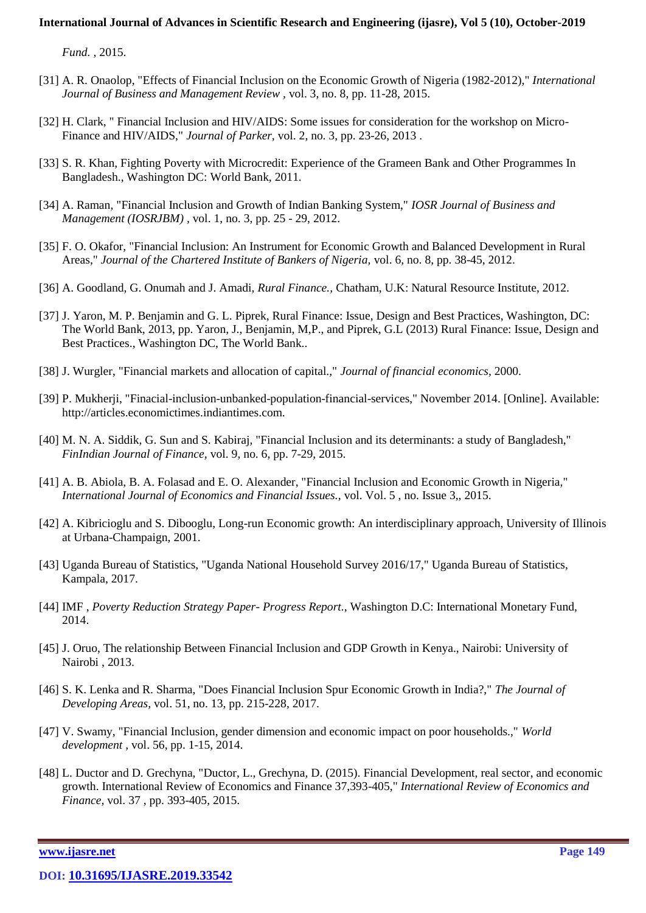*Fund.* , 2015.

[31] A. R. Onaolop, "Effects of Financial Inclusion on the Economic Growth of Nigeria (1982-2012)," *International Journal of Business and Management Review* , vol. 3, no. 8, pp. 11-28, 2015.

[32] H. Clark, " Financial Inclusion and HIV/AIDS: Some issues for consideration for the workshop on Micro-Finance and HIV/AIDS," *Journal of Parker,* vol. 2, no. 3, pp. 23-26, 2013 .

[33] S. R. Khan, Fighting Poverty with Microcredit: Experience of the Grameen Bank and Other Programmes In Bangladesh., Washington DC: World Bank, 2011.

[34] A. Raman, "Financial Inclusion and Growth of Indian Banking System," *IOSR Journal of Business and Management (IOSRJBM)* , vol. 1, no. 3, pp. 25 - 29, 2012.

[35] F. O. Okafor, "Financial Inclusion: An Instrument for Economic Growth and Balanced Development in Rural Areas," *Journal of the Chartered Institute of Bankers of Nigeria,* vol. 6, no. 8, pp. 38-45, 2012.

[36] A. Goodland, G. Onumah and J. Amadi, *Rural Finance.,* Chatham, U.K: Natural Resource Institute, 2012.

[37] J. Yaron, M. P. Benjamin and G. L. Piprek, Rural Finance: Issue, Design and Best Practices, Washington, DC: The World Bank, 2013, pp. Yaron, J., Benjamin, M,P., and Piprek, G.L (2013) Rural Finance: Issue, Design and Best Practices., Washington DC, The World Bank..

[38] J. Wurgler, "Financial markets and allocation of capital.," *Journal of financial economics,* 2000.

[39] P. Mukherji, "Finacial-inclusion-unbanked-population-financial-services," November 2014. [Online]. Available: http://articles.economictimes.indiantimes.com.

[40] M. N. A. Siddik, G. Sun and S. Kabiraj, "Financial Inclusion and its determinants: a study of Bangladesh," *FinIndian Journal of Finance,* vol. 9, no. 6, pp. 7-29, 2015.

[41] A. B. Abiola, B. A. Folasad and E. O. Alexander, "Financial Inclusion and Economic Growth in Nigeria," *International Journal of Economics and Financial Issues.,* vol. Vol. 5 , no. Issue 3,, 2015.

[42] A. Kibricioglu and S. Dibooglu, Long-run Economic growth: An interdisciplinary approach, University of Illinois at Urbana-Champaign, 2001.

[43] Uganda Bureau of Statistics, "Uganda National Household Survey 2016/17," Uganda Bureau of Statistics, Kampala, 2017.

[44] IMF , *Poverty Reduction Strategy Paper- Progress Report.,* Washington D.C: International Monetary Fund, 2014.

[45] J. Oruo, The relationship Between Financial Inclusion and GDP Growth in Kenya., Nairobi: University of Nairobi , 2013.

[46] S. K. Lenka and R. Sharma, "Does Financial Inclusion Spur Economic Growth in India?," *The Journal of Developing Areas,* vol. 51, no. 13, pp. 215-228, 2017.

[47] V. Swamy, "Financial Inclusion, gender dimension and economic impact on poor households.," *World development* , vol. 56, pp. 1-15, 2014.

[48] L. Ductor and D. Grechyna, "Ductor, L., Grechyna, D. (2015). Financial Development, real sector, and economic growth. International Review of Economics and Finance 37,393-405," *International Review of Economics and Finance,* vol. 37 , pp. 393-405, 2015.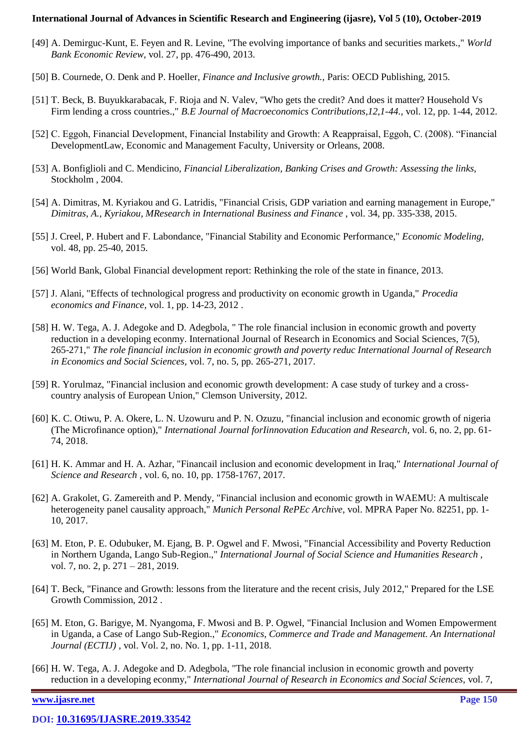[49] A. Demirguc-Kunt, E. Feyen and R. Levine, "The evolving importance of banks and securities markets.," *World Bank Economic Review,* vol. 27, pp. 476-490, 2013.

[50] B. Cournede, O. Denk and P. Hoeller, *Finance and Inclusive growth.,* Paris: OECD Publishing, 2015.

[51] T. Beck, B. Buyukkarabacak, F. Rioja and N. Valev, "Who gets the credit? And does it matter? Household Vs Firm lending a cross countries.," *B.E Journal of Macroeconomics Contributions,12,1-44.,* vol. 12, pp. 1-44, 2012.

[52] C. Eggoh, Financial Development, Financial Instability and Growth: A Reappraisal, Eggoh, C. (2008). "Financial DevelopmentLaw, Economic and Management Faculty, University or Orleans, 2008.

[53] A. Bonfiglioli and C. Mendicino, *Financial Liberalization, Banking Crises and Growth: Assessing the links,* Stockholm , 2004.

[54] A. Dimitras, M. Kyriakou and G. Latridis, "Financial Crisis, GDP variation and earning management in Europe," *Dimitras, A., Kyriakou, MResearch in International Business and Finance ,* vol. 34, pp. 335-338, 2015.

[55] J. Creel, P. Hubert and F. Labondance, "Financial Stability and Economic Performance," *Economic Modeling,* vol. 48, pp. 25-40, 2015.

[56] World Bank, Global Financial development report: Rethinking the role of the state in finance, 2013.

[57] J. Alani, "Effects of technological progress and productivity on economic growth in Uganda," *Procedia economics and Finance,* vol. 1, pp. 14-23, 2012 .

[58] H. W. Tega, A. J. Adegoke and D. Adegbola, " The role financial inclusion in economic growth and poverty reduction in a developing econmy. International Journal of Research in Economics and Social Sciences, 7(5), 265-271," *The role financial inclusion in economic growth and poverty reduc International Journal of Research in Economics and Social Sciences,* vol. 7, no. 5, pp. 265-271, 2017.

[59] R. Yorulmaz, "Financial inclusion and economic growth development: A case study of turkey and a cross-country analysis of European Union," Clemson University, 2012.

[60] K. C. Otiwu, P. A. Okere, L. N. Uzowuru and P. N. Ozuzu, "financial inclusion and economic growth of nigeria (The Microfinance option)," *International Journal forIinnovation Education and Research,* vol. 6, no. 2, pp. 61-74, 2018.

[61] H. K. Ammar and H. A. Azhar, "Financail inclusion and economic development in Iraq," *International Journal of Science and Research* , vol. 6, no. 10, pp. 1758-1767, 2017.

[62] A. Grakolet, G. Zamereith and P. Mendy, "Financial inclusion and economic growth in WAEMU: A multiscale heterogeneity panel causality approach," *Munich Personal RePEc Archive,* vol. MPRA Paper No. 82251, pp. 1-10, 2017.

[63] M. Eton, P. E. Odubuker, M. Ejang, B. P. Ogwel and F. Mwosi, "Financial Accessibility and Poverty Reduction in Northern Uganda, Lango Sub-Region.," *International Journal of Social Science and Humanities Research ,* vol. 7, no. 2, p. 271 – 281, 2019.

[64] T. Beck, "Finance and Growth: lessons from the literature and the recent crisis, July 2012," Prepared for the LSE Growth Commission, 2012 .

[65] M. Eton, G. Barigye, M. Nyangoma, F. Mwosi and B. P. Ogwel, "Financial Inclusion and Women Empowerment in Uganda, a Case of Lango Sub-Region.," *Economics, Commerce and Trade and Management. An International Journal (ECTIJ) ,* vol. Vol. 2, no. No. 1, pp. 1-11, 2018.

[66] H. W. Tega, A. J. Adegoke and D. Adegbola, "The role financial inclusion in economic growth and poverty reduction in a developing econmy," *International Journal of Research in Economics and Social Sciences,* vol. 7,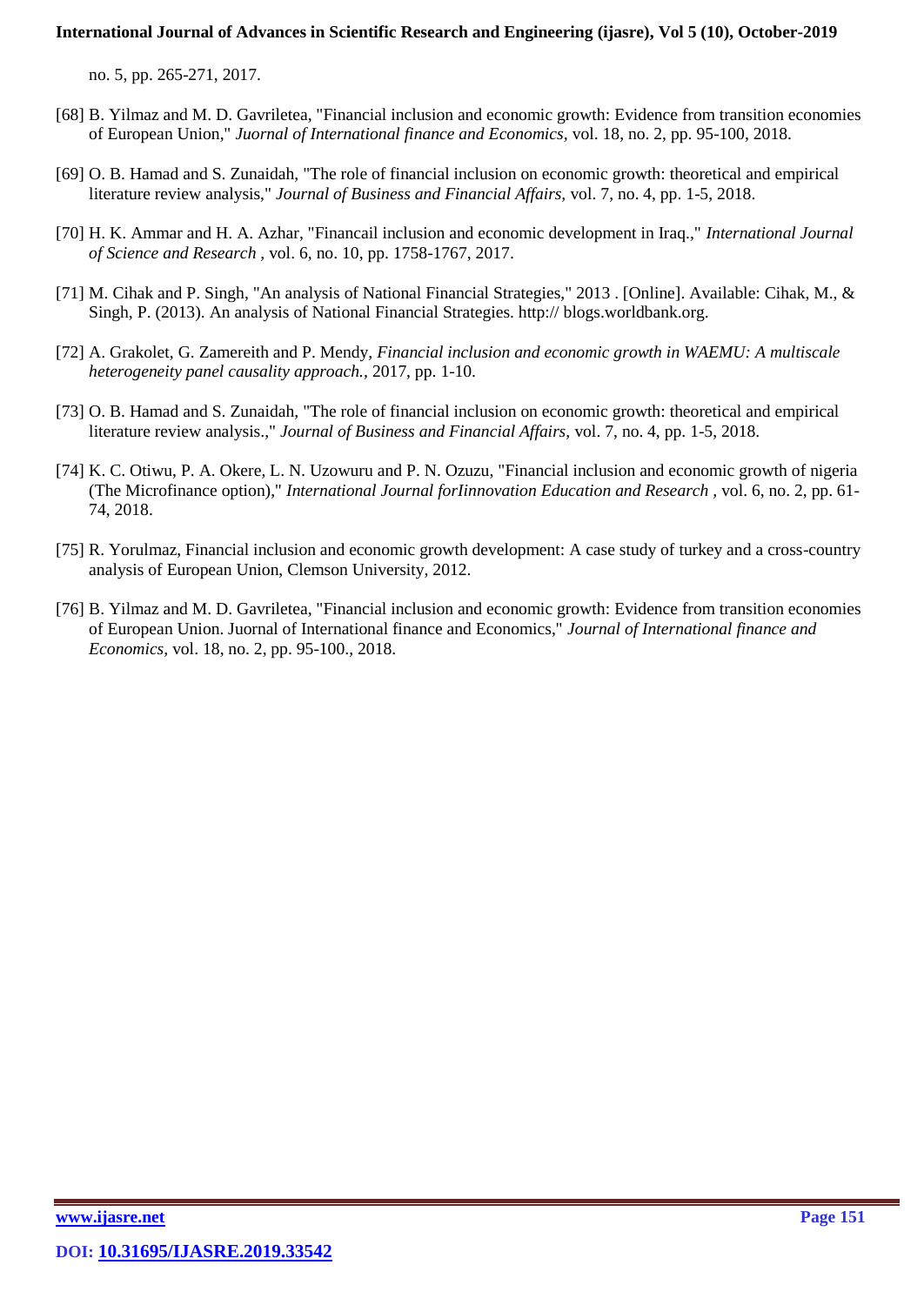no. 5, pp. 265-271, 2017.

[68] B. Yilmaz and M. D. Gavriletea, "Financial inclusion and economic growth: Evidence from transition economies of European Union," *Juornal of International finance and Economics,* vol. 18, no. 2, pp. 95-100, 2018.

[69] O. B. Hamad and S. Zunaidah, "The role of financial inclusion on economic growth: theoretical and empirical literature review analysis," *Journal of Business and Financial Affairs,* vol. 7, no. 4, pp. 1-5, 2018.

[70] H. K. Ammar and H. A. Azhar, "Financail inclusion and economic development in Iraq.," *International Journal of Science and Research ,* vol. 6, no. 10, pp. 1758-1767, 2017.

[71] M. Cihak and P. Singh, "An analysis of National Financial Strategies," 2013 . [Online]. Available: Cihak, M., & Singh, P. (2013). An analysis of National Financial Strategies. http:// blogs.worldbank.org.

[72] A. Grakolet, G. Zamereith and P. Mendy, *Financial inclusion and economic growth in WAEMU: A multiscale heterogeneity panel causality approach.,* 2017, pp. 1-10.

[73] O. B. Hamad and S. Zunaidah, "The role of financial inclusion on economic growth: theoretical and empirical literature review analysis.," *Journal of Business and Financial Affairs,* vol. 7, no. 4, pp. 1-5, 2018.

[74] K. C. Otiwu, P. A. Okere, L. N. Uzowuru and P. N. Ozuzu, "Financial inclusion and economic growth of nigeria (The Microfinance option)," *International Journal forIinnovation Education and Research ,* vol. 6, no. 2, pp. 61-74, 2018.

[75] R. Yorulmaz, Financial inclusion and economic growth development: A case study of turkey and a cross-country analysis of European Union, Clemson University, 2012.

[76] B. Yilmaz and M. D. Gavriletea, "Financial inclusion and economic growth: Evidence from transition economies of European Union. Juornal of International finance and Economics," *Journal of International finance and Economics,* vol. 18, no. 2, pp. 95-100., 2018.